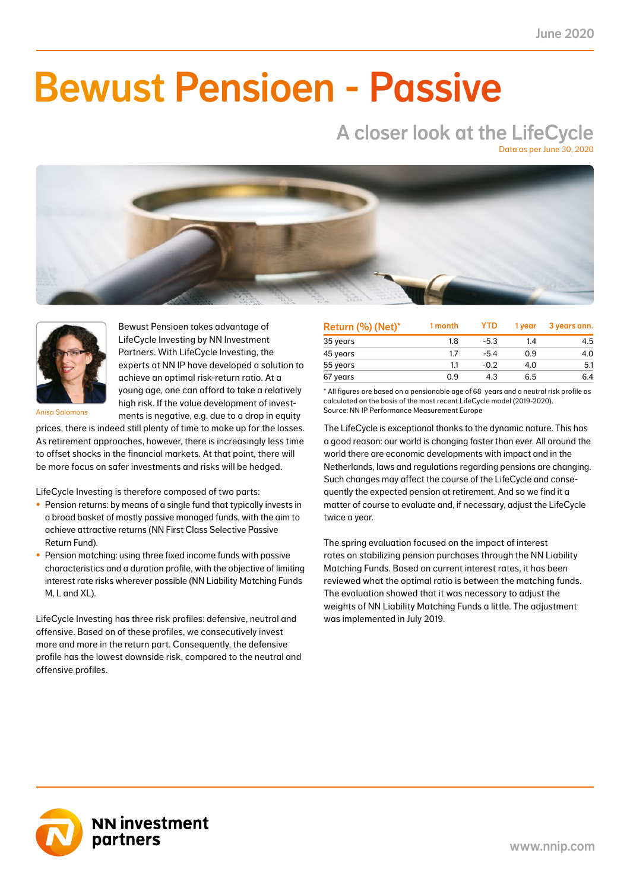# Bewust Pensioen - Passive

## A closer look at the LifeCycle

Data as per June 30, 2020

Anisa Salomons

Bewust Pensioen takes advantage of LifeCycle Investing by NN Investment Partners. With LifeCycle Investing, the experts at NN IP have developed a solution to achieve an optimal risk-return ratio. At a young age, one can afford to take a relatively high risk. If the value development of investments is negative, e.g. due to a drop in equity prices, there is indeed still plenty of time to make up for the losses. As retirement approaches, however, there is increasingly less time to offset shocks in the financial markets. At that point, there will be more focus on safer investments and risks will be hedged.

LifeCycle Investing is therefore composed of two parts:

- Pension returns: by means of a single fund that typically invests in a broad basket of mostly passive managed funds, with the aim to achieve attractive returns (NN First Class Selective Passive Return Fund).
- Pension matching: using three fixed income funds with passive characteristics and a duration profile, with the objective of limiting interest rate risks wherever possible (NN Liability Matching Funds M, L and XL).

LifeCycle Investing has three risk profiles: defensive, neutral and offensive. Based on of these profiles, we consecutively invest more and more in the return part. Consequently, the defensive profile has the lowest downside risk, compared to the neutral and offensive profiles.

| Return (%) (Net)* | 1 month | YTD | 1 year | 3 years ann. |
|---|---|---|---|---|
| 35 years | 1.8 | -5.3 | 1.4 | 4.5 |
| 45 years | 1.7 | -5.4 | 0.9 | 4.0 |
| 55 years | 1.1 | -0.2 | 4.0 | 5.1 |
| 67 years | 0.9 | 4.3 | 6.5 | 6.4 |

* All figures are based on a pensionable age of 68 years and a neutral risk profile as calculated on the basis of the most recent LifeCycle model (2019-2020).
Source: NN IP Performance Measurement Europe

The LifeCycle is exceptional thanks to the dynamic nature. This has a good reason: our world is changing faster than ever. All around the world there are economic developments with impact and in the Netherlands, laws and regulations regarding pensions are changing. Such changes may affect the course of the LifeCycle and consequently the expected pension at retirement. And so we find it a matter of course to evaluate and, if necessary, adjust the LifeCycle twice a year.

The spring evaluation focused on the impact of interest rates on stabilizing pension purchases through the NN Liability Matching Funds. Based on current interest rates, it has been reviewed what the optimal ratio is between the matching funds. The evaluation showed that it was necessary to adjust the weights of NN Liability Matching Funds a little. The adjustment was implemented in July 2019.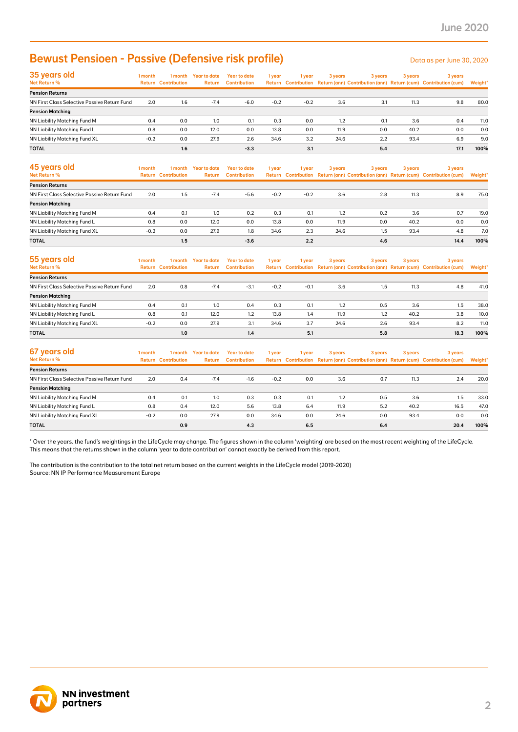# Bewust Pensioen - Passive (Defensive risk profile)

Data as per June 30, 2020

## 35 years old

| Net Return % | 1 month Return | 1 month Contribution | Year to date Return | Year to date Contribution | 1 year Return | 1 year Contribution | 3 years Return (ann) | 3 years Contribution (ann) | 3 years Return (cum) | 3 years Contribution (cum) | Weight* |
|---|---|---|---|---|---|---|---|---|---|---|---|
| **Pension Returns** | | | | | | | | | | | |
| NN First Class Selective Passive Return Fund | 2.0 | 1.6 | -7.4 | -6.0 | -0.2 | -0.2 | 3.6 | 3.1 | 11.3 | 9.8 | 80.0 |
| **Pension Matching** | | | | | | | | | | | |
| NN Liability Matching Fund M | 0.4 | 0.0 | 1.0 | 0.1 | 0.3 | 0.0 | 1.2 | 0.1 | 3.6 | 0.4 | 11.0 |
| NN Liability Matching Fund L | 0.8 | 0.0 | 12.0 | 0.0 | 13.8 | 0.0 | 11.9 | 0.0 | 40.2 | 0.0 | 0.0 |
| NN Liability Matching Fund XL | -0.2 | 0.0 | 27.9 | 2.6 | 34.6 | 3.2 | 24.6 | 2.2 | 93.4 | 6.9 | 9.0 |
| **TOTAL** | | **1.6** | | **-3.3** | | **3.1** | | **5.4** | | **17.1** | **100%** |

## 45 years old

| Net Return % | 1 month Return | 1 month Contribution | Year to date Return | Year to date Contribution | 1 year Return | 1 year Contribution | 3 years Return (ann) | 3 years Contribution (ann) | 3 years Return (cum) | 3 years Contribution (cum) | Weight* |
|---|---|---|---|---|---|---|---|---|---|---|---|
| **Pension Returns** | | | | | | | | | | | |
| NN First Class Selective Passive Return Fund | 2.0 | 1.5 | -7.4 | -5.6 | -0.2 | -0.2 | 3.6 | 2.8 | 11.3 | 8.9 | 75.0 |
| **Pension Matching** | | | | | | | | | | | |
| NN Liability Matching Fund M | 0.4 | 0.1 | 1.0 | 0.2 | 0.3 | 0.1 | 1.2 | 0.2 | 3.6 | 0.7 | 19.0 |
| NN Liability Matching Fund L | 0.8 | 0.0 | 12.0 | 0.0 | 13.8 | 0.0 | 11.9 | 0.0 | 40.2 | 0.0 | 0.0 |
| NN Liability Matching Fund XL | -0.2 | 0.0 | 27.9 | 1.8 | 34.6 | 2.3 | 24.6 | 1.5 | 93.4 | 4.8 | 7.0 |
| **TOTAL** | | **1.5** | | **-3.6** | | **2.2** | | **4.6** | | **14.4** | **100%** |

## 55 years old

| Net Return % | 1 month Return | 1 month Contribution | Year to date Return | Year to date Contribution | 1 year Return | 1 year Contribution | 3 years Return (ann) | 3 years Contribution (ann) | 3 years Return (cum) | 3 years Contribution (cum) | Weight* |
|---|---|---|---|---|---|---|---|---|---|---|---|
| **Pension Returns** | | | | | | | | | | | |
| NN First Class Selective Passive Return Fund | 2.0 | 0.8 | -7.4 | -3.1 | -0.2 | -0.1 | 3.6 | 1.5 | 11.3 | 4.8 | 41.0 |
| **Pension Matching** | | | | | | | | | | | |
| NN Liability Matching Fund M | 0.4 | 0.1 | 1.0 | 0.4 | 0.3 | 0.1 | 1.2 | 0.5 | 3.6 | 1.5 | 38.0 |
| NN Liability Matching Fund L | 0.8 | 0.1 | 12.0 | 1.2 | 13.8 | 1.4 | 11.9 | 1.2 | 40.2 | 3.8 | 10.0 |
| NN Liability Matching Fund XL | -0.2 | 0.0 | 27.9 | 3.1 | 34.6 | 3.7 | 24.6 | 2.6 | 93.4 | 8.2 | 11.0 |
| **TOTAL** | | **1.0** | | **1.4** | | **5.1** | | **5.8** | | **18.3** | **100%** |

## 67 years old

| Net Return % | 1 month Return | 1 month Contribution | Year to date Return | Year to date Contribution | 1 year Return | 1 year Contribution | 3 years Return (ann) | 3 years Contribution (ann) | 3 years Return (cum) | 3 years Contribution (cum) | Weight* |
|---|---|---|---|---|---|---|---|---|---|---|---|
| **Pension Returns** | | | | | | | | | | | |
| NN First Class Selective Passive Return Fund | 2.0 | 0.4 | -7.4 | -1.6 | -0.2 | 0.0 | 3.6 | 0.7 | 11.3 | 2.4 | 20.0 |
| **Pension Matching** | | | | | | | | | | | |
| NN Liability Matching Fund M | 0.4 | 0.1 | 1.0 | 0.3 | 0.3 | 0.1 | 1.2 | 0.5 | 3.6 | 1.5 | 33.0 |
| NN Liability Matching Fund L | 0.8 | 0.4 | 12.0 | 5.6 | 13.8 | 6.4 | 11.9 | 5.2 | 40.2 | 16.5 | 47.0 |
| NN Liability Matching Fund XL | -0.2 | 0.0 | 27.9 | 0.0 | 34.6 | 0.0 | 24.6 | 0.0 | 93.4 | 0.0 | 0.0 |
| **TOTAL** | | **0.9** | | **4.3** | | **6.5** | | **6.4** | | **20.4** | **100%** |

* Over the years. the fund's weightings in the LifeCycle may change. The figures shown in the column 'weighting' are based on the most recent weighting of the LifeCycle. This means that the returns shown in the column 'year to date contribution' cannot exactly be derived from this report.

The contribution is the contribution to the total net return based on the current weights in the LifeCycle model (2019-2020)
Source: NN IP Performance Measurement Europe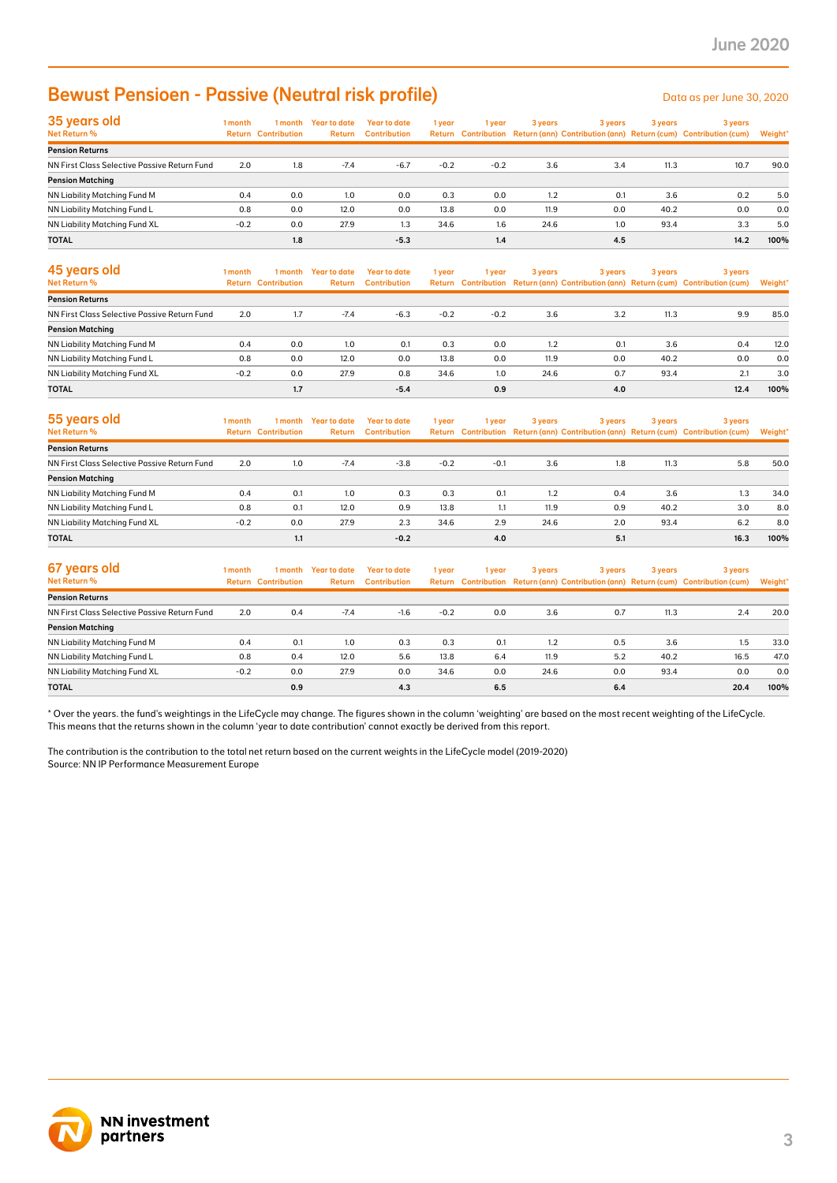# Bewust Pensioen - Passive (Neutral risk profile)

Data as per June 30, 2020

## 35 years old

| Net Return % | 1 month Return | 1 month Contribution | Year to date Return | Year to date Contribution | 1 year Return | 1 year Contribution | 3 years Return (ann) | 3 years Contribution (ann) | 3 years Return (cum) | 3 years Contribution (cum) | Weight* |
|---|---|---|---|---|---|---|---|---|---|---|---|
| **Pension Returns** | | | | | | | | | | | |
| NN First Class Selective Passive Return Fund | 2.0 | 1.8 | -7.4 | -6.7 | -0.2 | -0.2 | 3.6 | 3.4 | 11.3 | 10.7 | 90.0 |
| **Pension Matching** | | | | | | | | | | | |
| NN Liability Matching Fund M | 0.4 | 0.0 | 1.0 | 0.0 | 0.3 | 0.0 | 1.2 | 0.1 | 3.6 | 0.2 | 5.0 |
| NN Liability Matching Fund L | 0.8 | 0.0 | 12.0 | 0.0 | 13.8 | 0.0 | 11.9 | 0.0 | 40.2 | 0.0 | 0.0 |
| NN Liability Matching Fund XL | -0.2 | 0.0 | 27.9 | 1.3 | 34.6 | 1.6 | 24.6 | 1.0 | 93.4 | 3.3 | 5.0 |
| **TOTAL** | | **1.8** | | **-5.3** | | **1.4** | | **4.5** | | **14.2** | **100%** |

## 45 years old

| Net Return % | 1 month Return | 1 month Contribution | Year to date Return | Year to date Contribution | 1 year Return | 1 year Contribution | 3 years Return (ann) | 3 years Contribution (ann) | 3 years Return (cum) | 3 years Contribution (cum) | Weight* |
|---|---|---|---|---|---|---|---|---|---|---|---|
| **Pension Returns** | | | | | | | | | | | |
| NN First Class Selective Passive Return Fund | 2.0 | 1.7 | -7.4 | -6.3 | -0.2 | -0.2 | 3.6 | 3.2 | 11.3 | 9.9 | 85.0 |
| **Pension Matching** | | | | | | | | | | | |
| NN Liability Matching Fund M | 0.4 | 0.0 | 1.0 | 0.1 | 0.3 | 0.0 | 1.2 | 0.1 | 3.6 | 0.4 | 12.0 |
| NN Liability Matching Fund L | 0.8 | 0.0 | 12.0 | 0.0 | 13.8 | 0.0 | 11.9 | 0.0 | 40.2 | 0.0 | 0.0 |
| NN Liability Matching Fund XL | -0.2 | 0.0 | 27.9 | 0.8 | 34.6 | 1.0 | 24.6 | 0.7 | 93.4 | 2.1 | 3.0 |
| **TOTAL** | | **1.7** | | **-5.4** | | **0.9** | | **4.0** | | **12.4** | **100%** |

## 55 years old

| Net Return % | 1 month Return | 1 month Contribution | Year to date Return | Year to date Contribution | 1 year Return | 1 year Contribution | 3 years Return (ann) | 3 years Contribution (ann) | 3 years Return (cum) | 3 years Contribution (cum) | Weight* |
|---|---|---|---|---|---|---|---|---|---|---|---|
| **Pension Returns** | | | | | | | | | | | |
| NN First Class Selective Passive Return Fund | 2.0 | 1.0 | -7.4 | -3.8 | -0.2 | -0.1 | 3.6 | 1.8 | 11.3 | 5.8 | 50.0 |
| **Pension Matching** | | | | | | | | | | | |
| NN Liability Matching Fund M | 0.4 | 0.1 | 1.0 | 0.3 | 0.3 | 0.1 | 1.2 | 0.4 | 3.6 | 1.3 | 34.0 |
| NN Liability Matching Fund L | 0.8 | 0.1 | 12.0 | 0.9 | 13.8 | 1.1 | 11.9 | 0.9 | 40.2 | 3.0 | 8.0 |
| NN Liability Matching Fund XL | -0.2 | 0.0 | 27.9 | 2.3 | 34.6 | 2.9 | 24.6 | 2.0 | 93.4 | 6.2 | 8.0 |
| **TOTAL** | | **1.1** | | **-0.2** | | **4.0** | | **5.1** | | **16.3** | **100%** |

## 67 years old

| Net Return % | 1 month Return | 1 month Contribution | Year to date Return | Year to date Contribution | 1 year Return | 1 year Contribution | 3 years Return (ann) | 3 years Contribution (ann) | 3 years Return (cum) | 3 years Contribution (cum) | Weight* |
|---|---|---|---|---|---|---|---|---|---|---|---|
| **Pension Returns** | | | | | | | | | | | |
| NN First Class Selective Passive Return Fund | 2.0 | 0.4 | -7.4 | -1.6 | -0.2 | 0.0 | 3.6 | 0.7 | 11.3 | 2.4 | 20.0 |
| **Pension Matching** | | | | | | | | | | | |
| NN Liability Matching Fund M | 0.4 | 0.1 | 1.0 | 0.3 | 0.3 | 0.1 | 1.2 | 0.5 | 3.6 | 1.5 | 33.0 |
| NN Liability Matching Fund L | 0.8 | 0.4 | 12.0 | 5.6 | 13.8 | 6.4 | 11.9 | 5.2 | 40.2 | 16.5 | 47.0 |
| NN Liability Matching Fund XL | -0.2 | 0.0 | 27.9 | 0.0 | 34.6 | 0.0 | 24.6 | 0.0 | 93.4 | 0.0 | 0.0 |
| **TOTAL** | | **0.9** | | **4.3** | | **6.5** | | **6.4** | | **20.4** | **100%** |

\* Over the years. the fund's weightings in the LifeCycle may change. The figures shown in the column 'weighting' are based on the most recent weighting of the LifeCycle. This means that the returns shown in the column 'year to date contribution' cannot exactly be derived from this report.

The contribution is the contribution to the total net return based on the current weights in the LifeCycle model (2019-2020)
Source: NN IP Performance Measurement Europe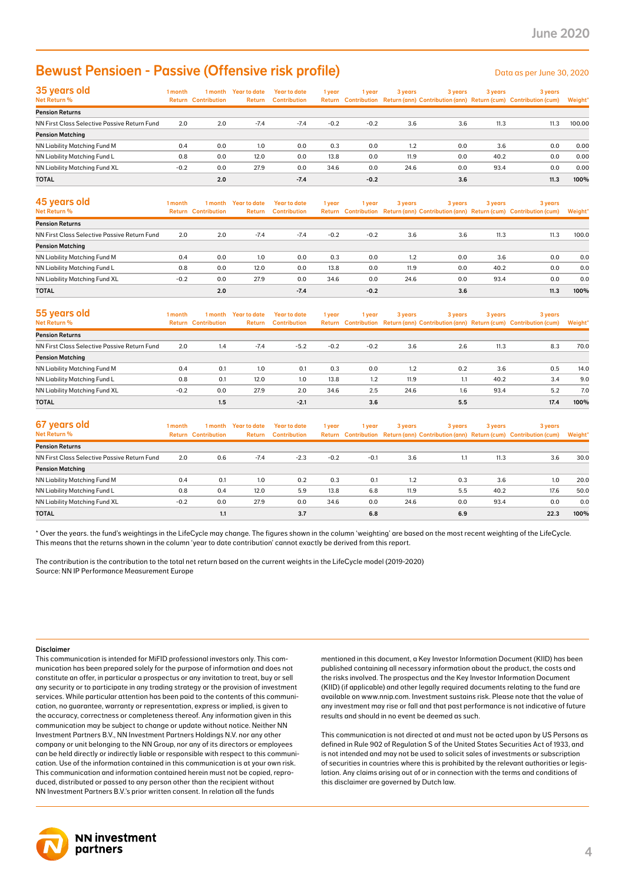## Bewust Pensioen - Passive (Offensive risk profile)

Data as per June 30, 2020

| 35 years old Net Return % | 1 month Return | 1 month Contribution | Year to date Return | Year to date Contribution | 1 year Return | 1 year Contribution | 3 years Return (ann) | 3 years Contribution (ann) | 3 years Return (cum) | 3 years Contribution (cum) | Weight* |
|---|---|---|---|---|---|---|---|---|---|---|---|
| **Pension Returns** | | | | | | | | | | | |
| NN First Class Selective Passive Return Fund | 2.0 | 2.0 | -7.4 | -7.4 | -0.2 | -0.2 | 3.6 | 3.6 | 11.3 | 11.3 | 100.00 |
| **Pension Matching** | | | | | | | | | | | |
| NN Liability Matching Fund M | 0.4 | 0.0 | 1.0 | 0.0 | 0.3 | 0.0 | 1.2 | 0.0 | 3.6 | 0.0 | 0.00 |
| NN Liability Matching Fund L | 0.8 | 0.0 | 12.0 | 0.0 | 13.8 | 0.0 | 11.9 | 0.0 | 40.2 | 0.0 | 0.00 |
| NN Liability Matching Fund XL | -0.2 | 0.0 | 27.9 | 0.0 | 34.6 | 0.0 | 24.6 | 0.0 | 93.4 | 0.0 | 0.00 |
| **TOTAL** | | **2.0** | | **-7.4** | | **-0.2** | | **3.6** | | **11.3** | **100%** |

| 45 years old Net Return % | 1 month Return | 1 month Contribution | Year to date Return | Year to date Contribution | 1 year Return | 1 year Contribution | 3 years Return (ann) | 3 years Contribution (ann) | 3 years Return (cum) | 3 years Contribution (cum) | Weight* |
|---|---|---|---|---|---|---|---|---|---|---|---|
| **Pension Returns** | | | | | | | | | | | |
| NN First Class Selective Passive Return Fund | 2.0 | 2.0 | -7.4 | -7.4 | -0.2 | -0.2 | 3.6 | 3.6 | 11.3 | 11.3 | 100.0 |
| **Pension Matching** | | | | | | | | | | | |
| NN Liability Matching Fund M | 0.4 | 0.0 | 1.0 | 0.0 | 0.3 | 0.0 | 1.2 | 0.0 | 3.6 | 0.0 | 0.0 |
| NN Liability Matching Fund L | 0.8 | 0.0 | 12.0 | 0.0 | 13.8 | 0.0 | 11.9 | 0.0 | 40.2 | 0.0 | 0.0 |
| NN Liability Matching Fund XL | -0.2 | 0.0 | 27.9 | 0.0 | 34.6 | 0.0 | 24.6 | 0.0 | 93.4 | 0.0 | 0.0 |
| **TOTAL** | | **2.0** | | **-7.4** | | **-0.2** | | **3.6** | | **11.3** | **100%** |

| 55 years old Net Return % | 1 month Return | 1 month Contribution | Year to date Return | Year to date Contribution | 1 year Return | 1 year Contribution | 3 years Return (ann) | 3 years Contribution (ann) | 3 years Return (cum) | 3 years Contribution (cum) | Weight* |
|---|---|---|---|---|---|---|---|---|---|---|---|
| **Pension Returns** | | | | | | | | | | | |
| NN First Class Selective Passive Return Fund | 2.0 | 1.4 | -7.4 | -5.2 | -0.2 | -0.2 | 3.6 | 2.6 | 11.3 | 8.3 | 70.0 |
| **Pension Matching** | | | | | | | | | | | |
| NN Liability Matching Fund M | 0.4 | 0.1 | 1.0 | 0.1 | 0.3 | 0.0 | 1.2 | 0.2 | 3.6 | 0.5 | 14.0 |
| NN Liability Matching Fund L | 0.8 | 0.1 | 12.0 | 1.0 | 13.8 | 1.2 | 11.9 | 1.1 | 40.2 | 3.4 | 9.0 |
| NN Liability Matching Fund XL | -0.2 | 0.0 | 27.9 | 2.0 | 34.6 | 2.5 | 24.6 | 1.6 | 93.4 | 5.2 | 7.0 |
| **TOTAL** | | **1.5** | | **-2.1** | | **3.6** | | **5.5** | | **17.4** | **100%** |

| 67 years old Net Return % | 1 month Return | 1 month Contribution | Year to date Return | Year to date Contribution | 1 year Return | 1 year Contribution | 3 years Return (ann) | 3 years Contribution (ann) | 3 years Return (cum) | 3 years Contribution (cum) | Weight* |
|---|---|---|---|---|---|---|---|---|---|---|---|
| **Pension Returns** | | | | | | | | | | | |
| NN First Class Selective Passive Return Fund | 2.0 | 0.6 | -7.4 | -2.3 | -0.2 | -0.1 | 3.6 | 1.1 | 11.3 | 3.6 | 30.0 |
| **Pension Matching** | | | | | | | | | | | |
| NN Liability Matching Fund M | 0.4 | 0.1 | 1.0 | 0.2 | 0.3 | 0.1 | 1.2 | 0.3 | 3.6 | 1.0 | 20.0 |
| NN Liability Matching Fund L | 0.8 | 0.4 | 12.0 | 5.9 | 13.8 | 6.8 | 11.9 | 5.5 | 40.2 | 17.6 | 50.0 |
| NN Liability Matching Fund XL | -0.2 | 0.0 | 27.9 | 0.0 | 34.6 | 0.0 | 24.6 | 0.0 | 93.4 | 0.0 | 0.0 |
| **TOTAL** | | **1.1** | | **3.7** | | **6.8** | | **6.9** | | **22.3** | **100%** |

* Over the years. the fund's weightings in the LifeCycle may change. The figures shown in the column 'weighting' are based on the most recent weighting of the LifeCycle. This means that the returns shown in the column 'year to date contribution' cannot exactly be derived from this report.

The contribution is the contribution to the total net return based on the current weights in the LifeCycle model (2019-2020)
Source: NN IP Performance Measurement Europe

**Disclaimer**

This communication is intended for MiFID professional investors only. This communication has been prepared solely for the purpose of information and does not constitute an offer, in particular a prospectus or any invitation to treat, buy or sell any security or to participate in any trading strategy or the provision of investment services. While particular attention has been paid to the contents of this communication, no guarantee, warranty or representation, express or implied, is given to the accuracy, correctness or completeness thereof. Any information given in this communication may be subject to change or update without notice. Neither NN Investment Partners B.V., NN Investment Partners Holdings N.V. nor any other company or unit belonging to the NN Group, nor any of its directors or employees can be held directly or indirectly liable or responsible with respect to this communication. Use of the information contained in this communication is at your own risk. This communication and information contained herein must not be copied, reproduced, distributed or passed to any person other than the recipient without NN Investment Partners B.V.'s prior written consent. In relation all the funds mentioned in this document, a Key Investor Information Document (KIID) has been published containing all necessary information about the product, the costs and the risks involved. The prospectus and the Key Investor Information Document (KIID) (if applicable) and other legally required documents relating to the fund are available on www.nnip.com. Investment sustains risk. Please note that the value of any investment may rise or fall and that past performance is not indicative of future results and should in no event be deemed as such.

This communication is not directed at and must not be acted upon by US Persons as defined in Rule 902 of Regulation S of the United States Securities Act of 1933, and is not intended and may not be used to solicit sales of investments or subscription of securities in countries where this is prohibited by the relevant authorities or legislation. Any claims arising out of or in connection with the terms and conditions of this disclaimer are governed by Dutch law.